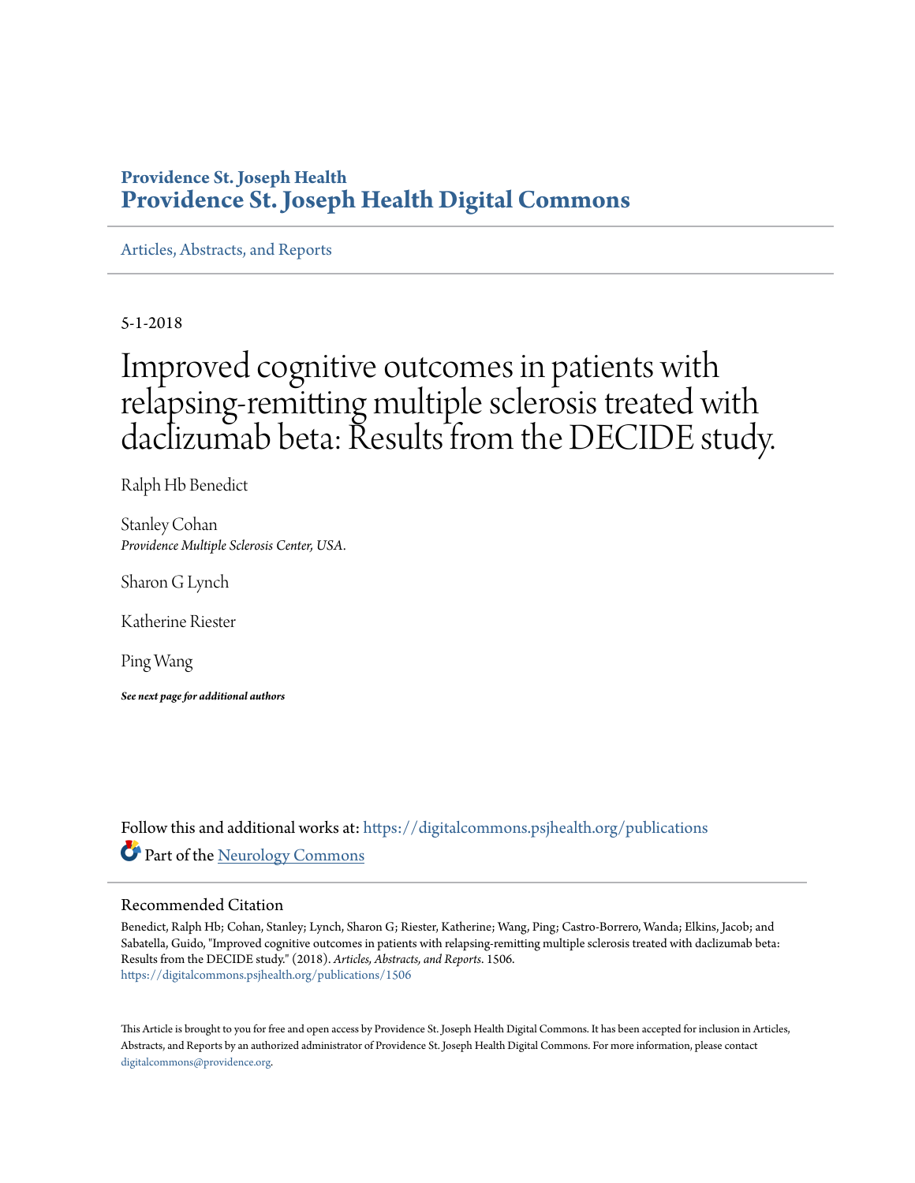Providence St. Joseph Health

# Providence St. Joseph Health Digital Commons

Articles, Abstracts, and Reports

5-1-2018

# Improved cognitive outcomes in patients with relapsing-remitting multiple sclerosis treated with daclizumab beta: Results from the DECIDE study.

Ralph Hb Benedict

Stanley Cohan
*Providence Multiple Sclerosis Center, USA.*

Sharon G Lynch

Katherine Riester

Ping Wang

***See next page for additional authors***

Follow this and additional works at: https://digitalcommons.psjhealth.org/publications

Part of the Neurology Commons

## Recommended Citation

Benedict, Ralph Hb; Cohan, Stanley; Lynch, Sharon G; Riester, Katherine; Wang, Ping; Castro-Borrero, Wanda; Elkins, Jacob; and Sabatella, Guido, "Improved cognitive outcomes in patients with relapsing-remitting multiple sclerosis treated with daclizumab beta: Results from the DECIDE study." (2018). *Articles, Abstracts, and Reports*. 1506.
https://digitalcommons.psjhealth.org/publications/1506

This Article is brought to you for free and open access by Providence St. Joseph Health Digital Commons. It has been accepted for inclusion in Articles, Abstracts, and Reports by an authorized administrator of Providence St. Joseph Health Digital Commons. For more information, please contact digitalcommons@providence.org.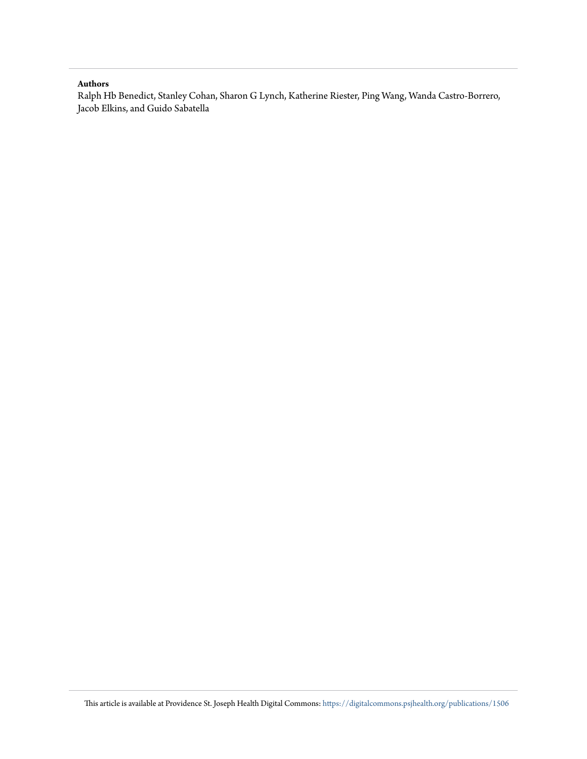**Authors**

Ralph Hb Benedict, Stanley Cohan, Sharon G Lynch, Katherine Riester, Ping Wang, Wanda Castro-Borrero, Jacob Elkins, and Guido Sabatella

This article is available at Providence St. Joseph Health Digital Commons: https://digitalcommons.psjhealth.org/publications/1506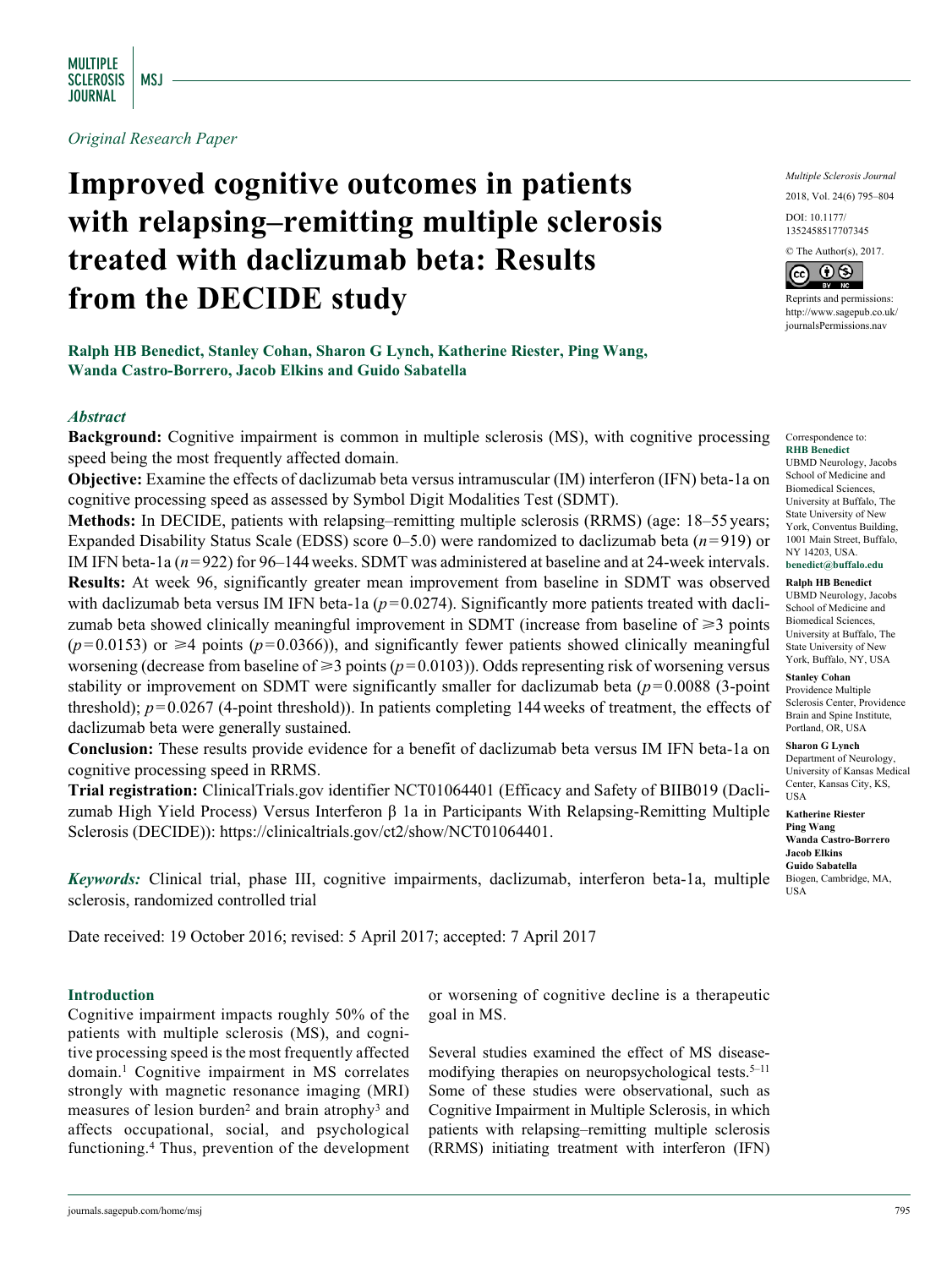*Original Research Paper*

# Improved cognitive outcomes in patients with relapsing–remitting multiple sclerosis treated with daclizumab beta: Results from the DECIDE study

**Ralph HB Benedict, Stanley Cohan, Sharon G Lynch, Katherine Riester, Ping Wang, Wanda Castro-Borrero, Jacob Elkins and Guido Sabatella**

*Multiple Sclerosis Journal*

2018, Vol. 24(6) 795–804

DOI: 10.1177/1352458517707345

© The Author(s), 2017.

Reprints and permissions: http://www.sagepub.co.uk/journalsPermissions.nav

## *Abstract*

**Background:** Cognitive impairment is common in multiple sclerosis (MS), with cognitive processing speed being the most frequently affected domain.

**Objective:** Examine the effects of daclizumab beta versus intramuscular (IM) interferon (IFN) beta-1a on cognitive processing speed as assessed by Symbol Digit Modalities Test (SDMT).

**Methods:** In DECIDE, patients with relapsing–remitting multiple sclerosis (RRMS) (age: 18–55 years; Expanded Disability Status Scale (EDSS) score 0–5.0) were randomized to daclizumab beta ($n = 919$) or IM IFN beta-1a ($n = 922$) for 96–144 weeks. SDMT was administered at baseline and at 24-week intervals.

**Results:** At week 96, significantly greater mean improvement from baseline in SDMT was observed with daclizumab beta versus IM IFN beta-1a ($p = 0.0274$). Significantly more patients treated with daclizumab beta showed clinically meaningful improvement in SDMT (increase from baseline of ⩾3 points ($p = 0.0153$) or ⩾4 points ($p = 0.0366$)), and significantly fewer patients showed clinically meaningful worsening (decrease from baseline of ⩾3 points ($p = 0.0103$)). Odds representing risk of worsening versus stability or improvement on SDMT were significantly smaller for daclizumab beta ($p = 0.0088$ (3-point threshold); $p = 0.0267$ (4-point threshold)). In patients completing 144 weeks of treatment, the effects of daclizumab beta were generally sustained.

**Conclusion:** These results provide evidence for a benefit of daclizumab beta versus IM IFN beta-1a on cognitive processing speed in RRMS.

**Trial registration:** ClinicalTrials.gov identifier NCT01064401 (Efficacy and Safety of BIIB019 (Daclizumab High Yield Process) Versus Interferon β 1a in Participants With Relapsing-Remitting Multiple Sclerosis (DECIDE)): https://clinicaltrials.gov/ct2/show/NCT01064401.

***Keywords:*** Clinical trial, phase III, cognitive impairments, daclizumab, interferon beta-1a, multiple sclerosis, randomized controlled trial

Date received: 19 October 2016; revised: 5 April 2017; accepted: 7 April 2017

Correspondence to:
**RHB Benedict**
UBMD Neurology, Jacobs School of Medicine and Biomedical Sciences, University at Buffalo, The State University of New York, Conventus Building, 1001 Main Street, Buffalo, NY 14203, USA.
**benedict@buffalo.edu**

**Ralph HB Benedict**
UBMD Neurology, Jacobs School of Medicine and Biomedical Sciences, University at Buffalo, The State University of New York, Buffalo, NY, USA

**Stanley Cohan**
Providence Multiple Sclerosis Center, Providence Brain and Spine Institute, Portland, OR, USA

**Sharon G Lynch**
Department of Neurology, University of Kansas Medical Center, Kansas City, KS, USA

**Katherine Riester**
**Ping Wang**
**Wanda Castro-Borrero**
**Jacob Elkins**
**Guido Sabatella**
Biogen, Cambridge, MA, USA

## Introduction

Cognitive impairment impacts roughly 50% of the patients with multiple sclerosis (MS), and cognitive processing speed is the most frequently affected domain.[1] Cognitive impairment in MS correlates strongly with magnetic resonance imaging (MRI) measures of lesion burden[2] and brain atrophy[3] and affects occupational, social, and psychological functioning.[4] Thus, prevention of the development or worsening of cognitive decline is a therapeutic goal in MS.

Several studies examined the effect of MS disease-modifying therapies on neuropsychological tests.[5–11] Some of these studies were observational, such as Cognitive Impairment in Multiple Sclerosis, in which patients with relapsing–remitting multiple sclerosis (RRMS) initiating treatment with interferon (IFN)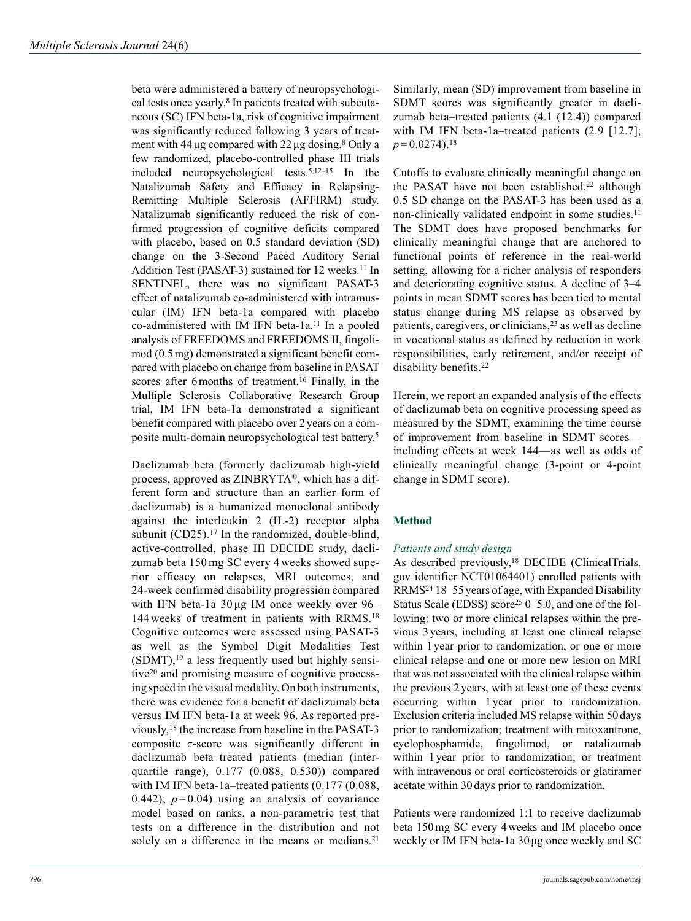beta were administered a battery of neuropsychological tests once yearly.[8] In patients treated with subcutaneous (SC) IFN beta-1a, risk of cognitive impairment was significantly reduced following 3 years of treatment with 44 μg compared with 22 μg dosing.[8] Only a few randomized, placebo-controlled phase III trials included neuropsychological tests.[5,12–15] In the Natalizumab Safety and Efficacy in Relapsing-Remitting Multiple Sclerosis (AFFIRM) study. Natalizumab significantly reduced the risk of confirmed progression of cognitive deficits compared with placebo, based on 0.5 standard deviation (SD) change on the 3-Second Paced Auditory Serial Addition Test (PASAT-3) sustained for 12 weeks.[11] In SENTINEL, there was no significant PASAT-3 effect of natalizumab co-administered with intramuscular (IM) IFN beta-1a compared with placebo co-administered with IM IFN beta-1a.[11] In a pooled analysis of FREEDOMS and FREEDOMS II, fingolimod (0.5 mg) demonstrated a significant benefit compared with placebo on change from baseline in PASAT scores after 6 months of treatment.[16] Finally, in the Multiple Sclerosis Collaborative Research Group trial, IM IFN beta-1a demonstrated a significant benefit compared with placebo over 2 years on a composite multi-domain neuropsychological test battery.[5]

Daclizumab beta (formerly daclizumab high-yield process, approved as ZINBRYTA®, which has a different form and structure than an earlier form of daclizumab) is a humanized monoclonal antibody against the interleukin 2 (IL-2) receptor alpha subunit (CD25).[17] In the randomized, double-blind, active-controlled, phase III DECIDE study, daclizumab beta 150 mg SC every 4 weeks showed superior efficacy on relapses, MRI outcomes, and 24-week confirmed disability progression compared with IFN beta-1a 30 μg IM once weekly over 96–144 weeks of treatment in patients with RRMS.[18] Cognitive outcomes were assessed using PASAT-3 as well as the Symbol Digit Modalities Test (SDMT),[19] a less frequently used but highly sensitive[20] and promising measure of cognitive processing speed in the visual modality. On both instruments, there was evidence for a benefit of daclizumab beta versus IM IFN beta-1a at week 96. As reported previously,[18] the increase from baseline in the PASAT-3 composite *z*-score was significantly different in daclizumab beta–treated patients (median (interquartile range), 0.177 (0.088, 0.530)) compared with IM IFN beta-1a–treated patients (0.177 (0.088, 0.442); $p = 0.04$) using an analysis of covariance model based on ranks, a non-parametric test that tests on a difference in the distribution and not solely on a difference in the means or medians.[21]

Similarly, mean (SD) improvement from baseline in SDMT scores was significantly greater in daclizumab beta–treated patients (4.1 (12.4)) compared with IM IFN beta-1a–treated patients (2.9 [12.7]; $p = 0.0274$).[18]

Cutoffs to evaluate clinically meaningful change on the PASAT have not been established,[22] although 0.5 SD change on the PASAT-3 has been used as a non-clinically validated endpoint in some studies.[11] The SDMT does have proposed benchmarks for clinically meaningful change that are anchored to functional points of reference in the real-world setting, allowing for a richer analysis of responders and deteriorating cognitive status. A decline of 3–4 points in mean SDMT scores has been tied to mental status change during MS relapse as observed by patients, caregivers, or clinicians,[23] as well as decline in vocational status as defined by reduction in work responsibilities, early retirement, and/or receipt of disability benefits.[22]

Herein, we report an expanded analysis of the effects of daclizumab beta on cognitive processing speed as measured by the SDMT, examining the time course of improvement from baseline in SDMT scores—including effects at week 144—as well as odds of clinically meaningful change (3-point or 4-point change in SDMT score).

## Method

### *Patients and study design*

As described previously,[18] DECIDE (ClinicalTrials.gov identifier NCT01064401) enrolled patients with RRMS[24] 18–55 years of age, with Expanded Disability Status Scale (EDSS) score[25] 0–5.0, and one of the following: two or more clinical relapses within the previous 3 years, including at least one clinical relapse within 1 year prior to randomization, or one or more clinical relapse and one or more new lesion on MRI that was not associated with the clinical relapse within the previous 2 years, with at least one of these events occurring within 1 year prior to randomization. Exclusion criteria included MS relapse within 50 days prior to randomization; treatment with mitoxantrone, cyclophosphamide, fingolimod, or natalizumab within 1 year prior to randomization; or treatment with intravenous or oral corticosteroids or glatiramer acetate within 30 days prior to randomization.

Patients were randomized 1:1 to receive daclizumab beta 150 mg SC every 4 weeks and IM placebo once weekly or IM IFN beta-1a 30 μg once weekly and SC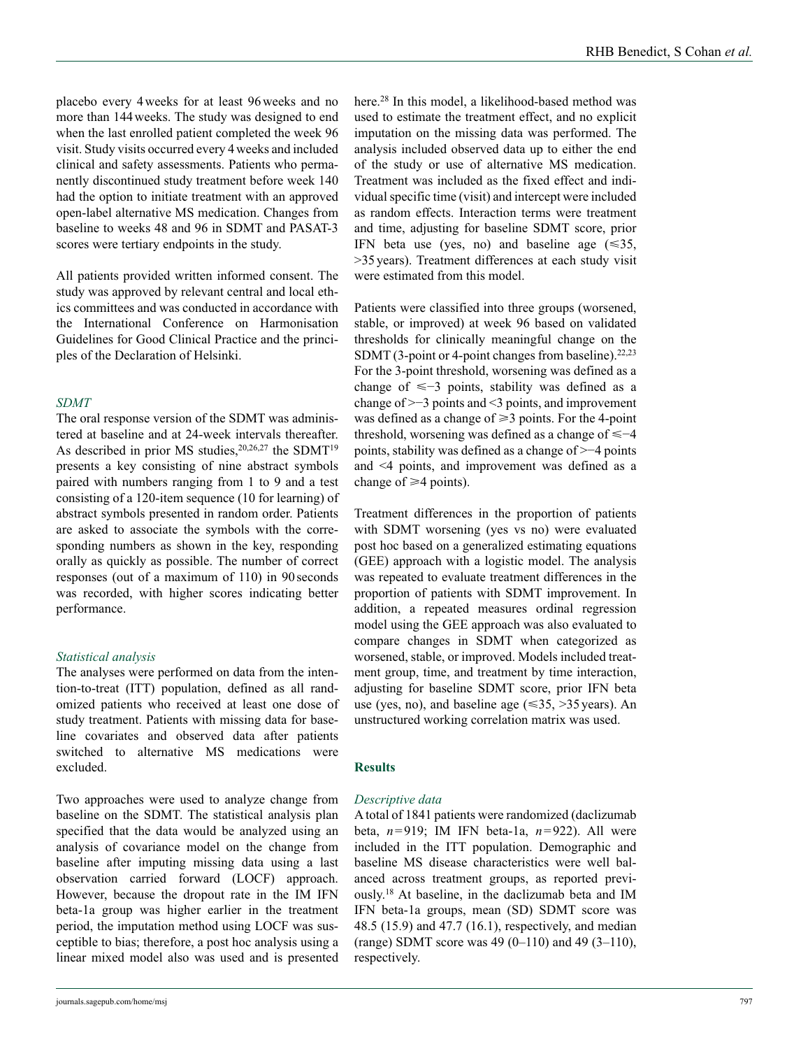placebo every 4 weeks for at least 96 weeks and no more than 144 weeks. The study was designed to end when the last enrolled patient completed the week 96 visit. Study visits occurred every 4 weeks and included clinical and safety assessments. Patients who permanently discontinued study treatment before week 140 had the option to initiate treatment with an approved open-label alternative MS medication. Changes from baseline to weeks 48 and 96 in SDMT and PASAT-3 scores were tertiary endpoints in the study.

All patients provided written informed consent. The study was approved by relevant central and local ethics committees and was conducted in accordance with the International Conference on Harmonisation Guidelines for Good Clinical Practice and the principles of the Declaration of Helsinki.

### *SDMT*

The oral response version of the SDMT was administered at baseline and at 24-week intervals thereafter. As described in prior MS studies,[20,26,27] the SDMT[19] presents a key consisting of nine abstract symbols paired with numbers ranging from 1 to 9 and a test consisting of a 120-item sequence (10 for learning) of abstract symbols presented in random order. Patients are asked to associate the symbols with the corresponding numbers as shown in the key, responding orally as quickly as possible. The number of correct responses (out of a maximum of 110) in 90 seconds was recorded, with higher scores indicating better performance.

### *Statistical analysis*

The analyses were performed on data from the intention-to-treat (ITT) population, defined as all randomized patients who received at least one dose of study treatment. Patients with missing data for baseline covariates and observed data after patients switched to alternative MS medications were excluded.

Two approaches were used to analyze change from baseline on the SDMT. The statistical analysis plan specified that the data would be analyzed using an analysis of covariance model on the change from baseline after imputing missing data using a last observation carried forward (LOCF) approach. However, because the dropout rate in the IM IFN beta-1a group was higher earlier in the treatment period, the imputation method using LOCF was susceptible to bias; therefore, a post hoc analysis using a linear mixed model also was used and is presented here.[28] In this model, a likelihood-based method was used to estimate the treatment effect, and no explicit imputation on the missing data was performed. The analysis included observed data up to either the end of the study or use of alternative MS medication. Treatment was included as the fixed effect and individual specific time (visit) and intercept were included as random effects. Interaction terms were treatment and time, adjusting for baseline SDMT score, prior IFN beta use (yes, no) and baseline age ($\leqslant$35, >35 years). Treatment differences at each study visit were estimated from this model.

Patients were classified into three groups (worsened, stable, or improved) at week 96 based on validated thresholds for clinically meaningful change on the SDMT (3-point or 4-point changes from baseline).[22,23] For the 3-point threshold, worsening was defined as a change of $\leqslant -3$ points, stability was defined as a change of $> -3$ points and $<3$ points, and improvement was defined as a change of $\geqslant 3$ points. For the 4-point threshold, worsening was defined as a change of $\leqslant -4$ points, stability was defined as a change of $> -4$ points and $<4$ points, and improvement was defined as a change of $\geqslant 4$ points).

Treatment differences in the proportion of patients with SDMT worsening (yes vs no) were evaluated post hoc based on a generalized estimating equations (GEE) approach with a logistic model. The analysis was repeated to evaluate treatment differences in the proportion of patients with SDMT improvement. In addition, a repeated measures ordinal regression model using the GEE approach was also evaluated to compare changes in SDMT when categorized as worsened, stable, or improved. Models included treatment group, time, and treatment by time interaction, adjusting for baseline SDMT score, prior IFN beta use (yes, no), and baseline age ($\leqslant$35, >35 years). An unstructured working correlation matrix was used.

## Results

### *Descriptive data*

A total of 1841 patients were randomized (daclizumab beta, $n=919$; IM IFN beta-1a, $n=922$). All were included in the ITT population. Demographic and baseline MS disease characteristics were well balanced across treatment groups, as reported previously.[18] At baseline, in the daclizumab beta and IM IFN beta-1a groups, mean (SD) SDMT score was 48.5 (15.9) and 47.7 (16.1), respectively, and median (range) SDMT score was 49 (0–110) and 49 (3–110), respectively.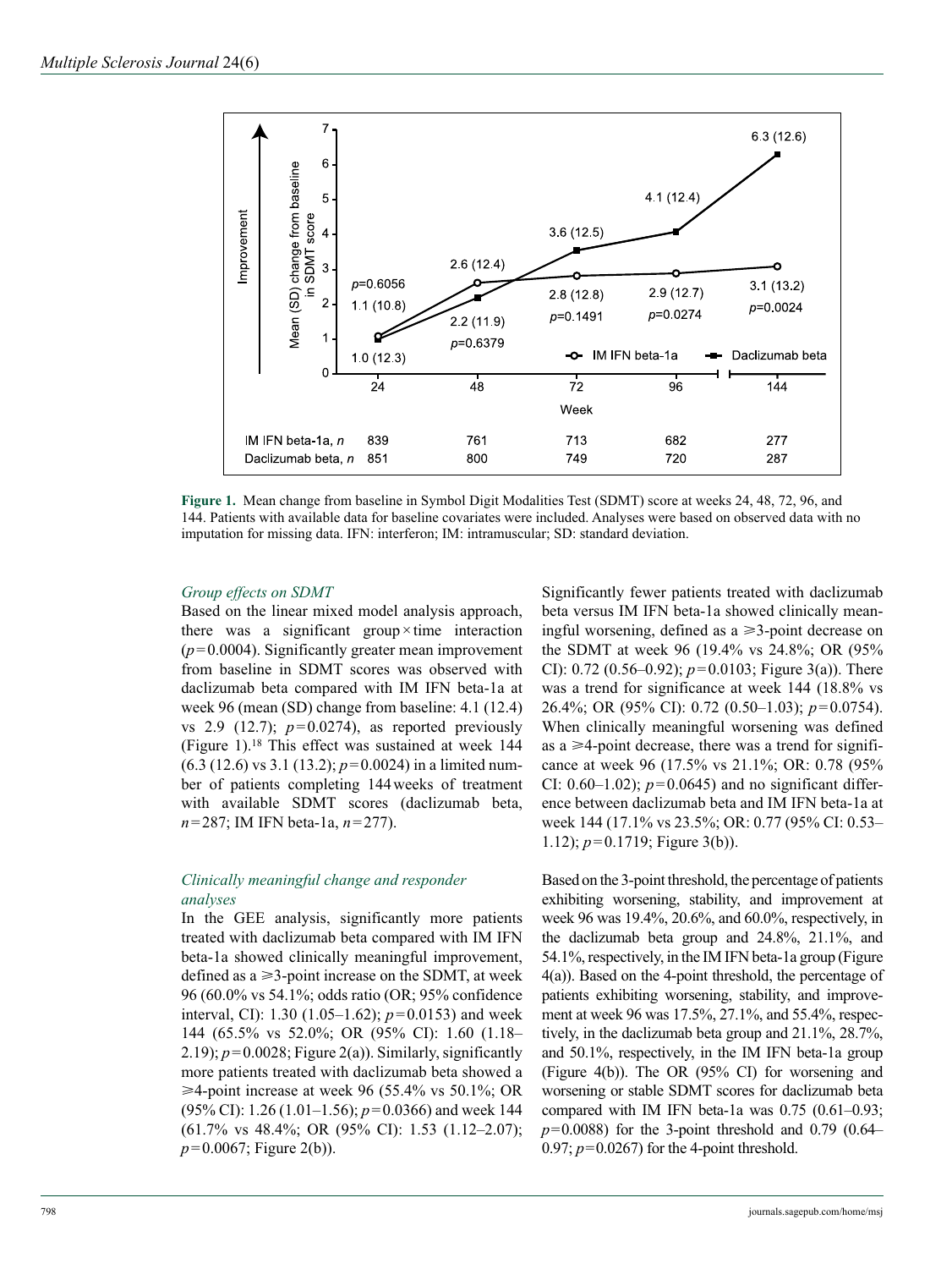**Figure 1.** Mean change from baseline in Symbol Digit Modalities Test (SDMT) score at weeks 24, 48, 72, 96, and 144. Patients with available data for baseline covariates were included. Analyses were based on observed data with no imputation for missing data. IFN: interferon; IM: intramuscular; SD: standard deviation.

### *Group effects on SDMT*

Based on the linear mixed model analysis approach, there was a significant group × time interaction ($p = 0.0004$). Significantly greater mean improvement from baseline in SDMT scores was observed with daclizumab beta compared with IM IFN beta-1a at week 96 (mean (SD) change from baseline: 4.1 (12.4) vs 2.9 (12.7); $p = 0.0274$), as reported previously (Figure 1).[18] This effect was sustained at week 144 (6.3 (12.6) vs 3.1 (13.2); $p = 0.0024$) in a limited number of patients completing 144 weeks of treatment with available SDMT scores (daclizumab beta, $n = 287$; IM IFN beta-1a, $n = 277$).

### *Clinically meaningful change and responder analyses*

In the GEE analysis, significantly more patients treated with daclizumab beta compared with IM IFN beta-1a showed clinically meaningful improvement, defined as a ⩾3-point increase on the SDMT, at week 96 (60.0% vs 54.1%; odds ratio (OR; 95% confidence interval, CI): 1.30 (1.05–1.62); $p = 0.0153$) and week 144 (65.5% vs 52.0%; OR (95% CI): 1.60 (1.18–2.19); $p = 0.0028$; Figure 2(a)). Similarly, significantly more patients treated with daclizumab beta showed a ⩾4-point increase at week 96 (55.4% vs 50.1%; OR (95% CI): 1.26 (1.01–1.56); $p = 0.0366$) and week 144 (61.7% vs 48.4%; OR (95% CI): 1.53 (1.12–2.07); $p = 0.0067$; Figure 2(b)).

Significantly fewer patients treated with daclizumab beta versus IM IFN beta-1a showed clinically meaningful worsening, defined as a ⩾3-point decrease on the SDMT at week 96 (19.4% vs 24.8%; OR (95% CI): 0.72 (0.56–0.92); $p = 0.0103$; Figure 3(a)). There was a trend for significance at week 144 (18.8% vs 26.4%; OR (95% CI): 0.72 (0.50–1.03); $p = 0.0754$). When clinically meaningful worsening was defined as a ⩾4-point decrease, there was a trend for significance at week 96 (17.5% vs 21.1%; OR: 0.78 (95% CI: 0.60–1.02); $p = 0.0645$) and no significant difference between daclizumab beta and IM IFN beta-1a at week 144 (17.1% vs 23.5%; OR: 0.77 (95% CI: 0.53–1.12); $p = 0.1719$; Figure 3(b)).

Based on the 3-point threshold, the percentage of patients exhibiting worsening, stability, and improvement at week 96 was 19.4%, 20.6%, and 60.0%, respectively, in the daclizumab beta group and 24.8%, 21.1%, and 54.1%, respectively, in the IM IFN beta-1a group (Figure 4(a)). Based on the 4-point threshold, the percentage of patients exhibiting worsening, stability, and improvement at week 96 was 17.5%, 27.1%, and 55.4%, respectively, in the daclizumab beta group and 21.1%, 28.7%, and 50.1%, respectively, in the IM IFN beta-1a group (Figure 4(b)). The OR (95% CI) for worsening and worsening or stable SDMT scores for daclizumab beta compared with IM IFN beta-1a was 0.75 (0.61–0.93; $p = 0.0088$) for the 3-point threshold and 0.79 (0.64–0.97; $p = 0.0267$) for the 4-point threshold.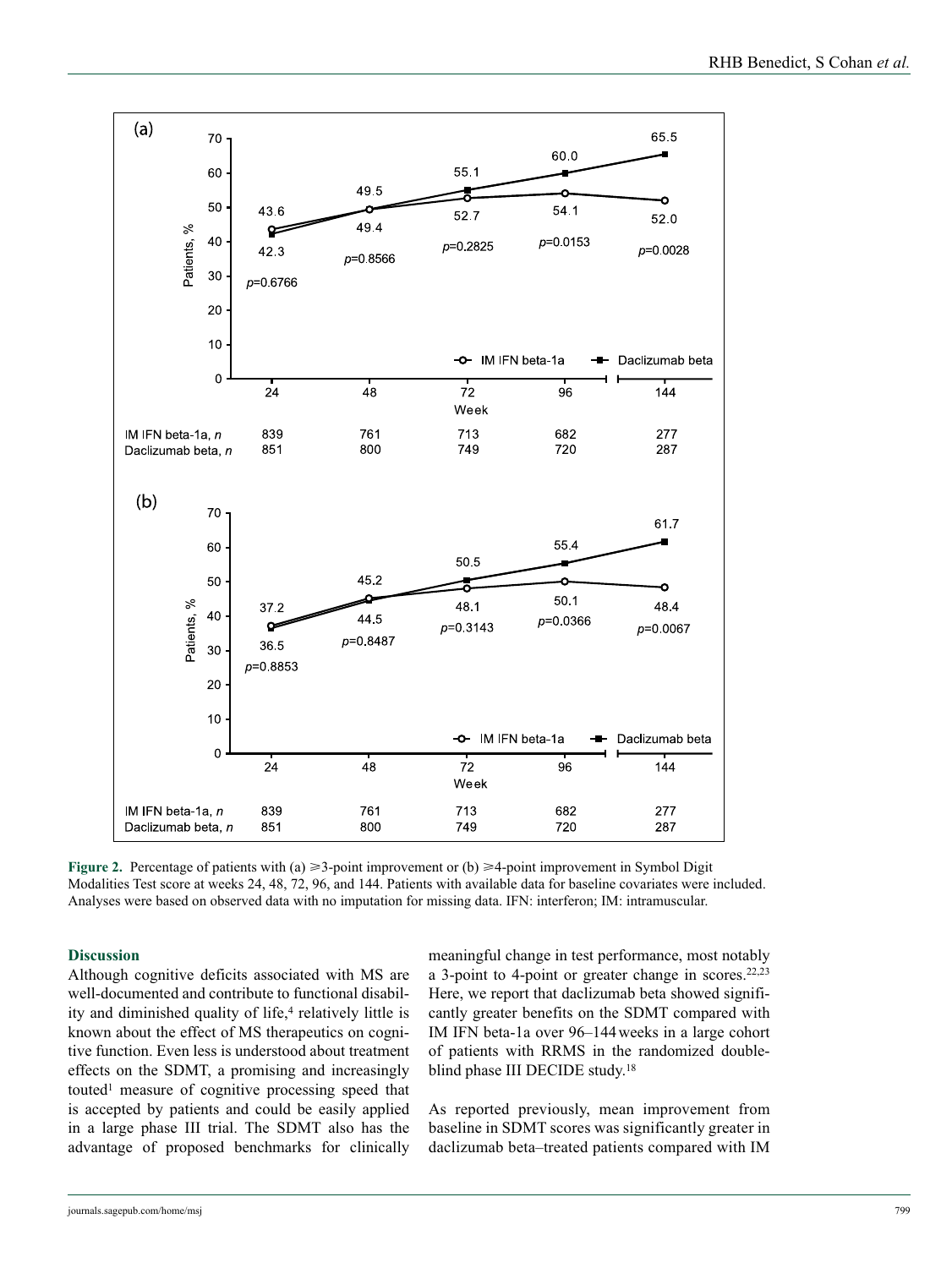Figure 2. Percentage of patients with (a) ≥3-point improvement or (b) ≥4-point improvement in Symbol Digit Modalities Test score at weeks 24, 48, 72, 96, and 144. Patients with available data for baseline covariates were included. Analyses were based on observed data with no imputation for missing data. IFN: interferon; IM: intramuscular.

## Discussion

Although cognitive deficits associated with MS are well-documented and contribute to functional disability and diminished quality of life,[4] relatively little is known about the effect of MS therapeutics on cognitive function. Even less is understood about treatment effects on the SDMT, a promising and increasingly touted[1] measure of cognitive processing speed that is accepted by patients and could be easily applied in a large phase III trial. The SDMT also has the advantage of proposed benchmarks for clinically meaningful change in test performance, most notably a 3-point to 4-point or greater change in scores.[22,23] Here, we report that daclizumab beta showed significantly greater benefits on the SDMT compared with IM IFN beta-1a over 96–144 weeks in a large cohort of patients with RRMS in the randomized double-blind phase III DECIDE study.[18]

As reported previously, mean improvement from baseline in SDMT scores was significantly greater in daclizumab beta–treated patients compared with IM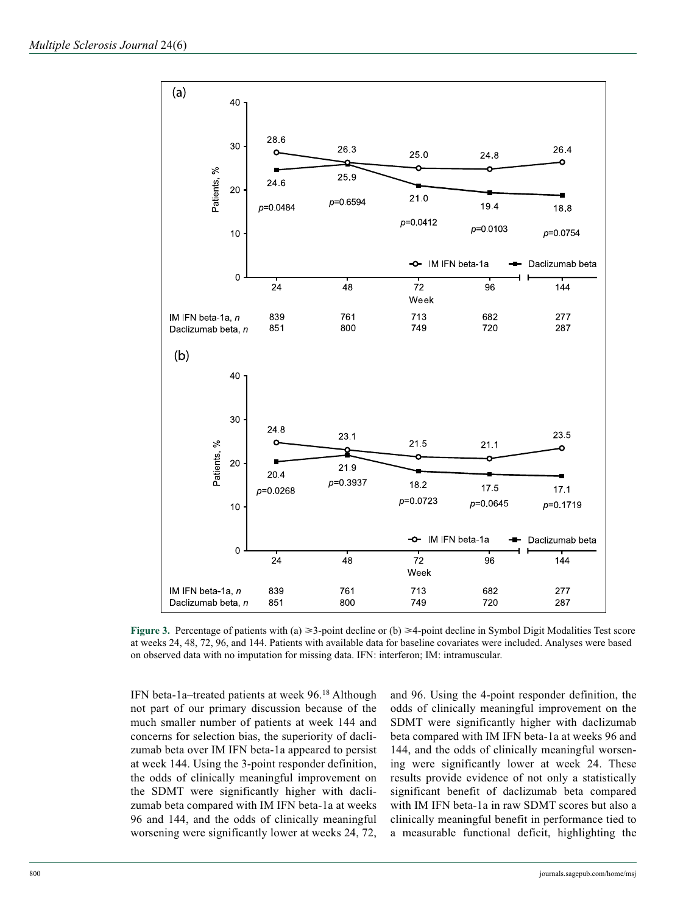**Figure 3.** Percentage of patients with (a) ⩾3-point decline or (b) ⩾4-point decline in Symbol Digit Modalities Test score at weeks 24, 48, 72, 96, and 144. Patients with available data for baseline covariates were included. Analyses were based on observed data with no imputation for missing data. IFN: interferon; IM: intramuscular.

IFN beta-1a–treated patients at week 96.[18] Although not part of our primary discussion because of the much smaller number of patients at week 144 and concerns for selection bias, the superiority of daclizumab beta over IM IFN beta-1a appeared to persist at week 144. Using the 3-point responder definition, the odds of clinically meaningful improvement on the SDMT were significantly higher with daclizumab beta compared with IM IFN beta-1a at weeks 96 and 144, and the odds of clinically meaningful worsening were significantly lower at weeks 24, 72, and 96. Using the 4-point responder definition, the odds of clinically meaningful improvement on the SDMT were significantly higher with daclizumab beta compared with IM IFN beta-1a at weeks 96 and 144, and the odds of clinically meaningful worsening were significantly lower at week 24. These results provide evidence of not only a statistically significant benefit of daclizumab beta compared with IM IFN beta-1a in raw SDMT scores but also a clinically meaningful benefit in performance tied to a measurable functional deficit, highlighting the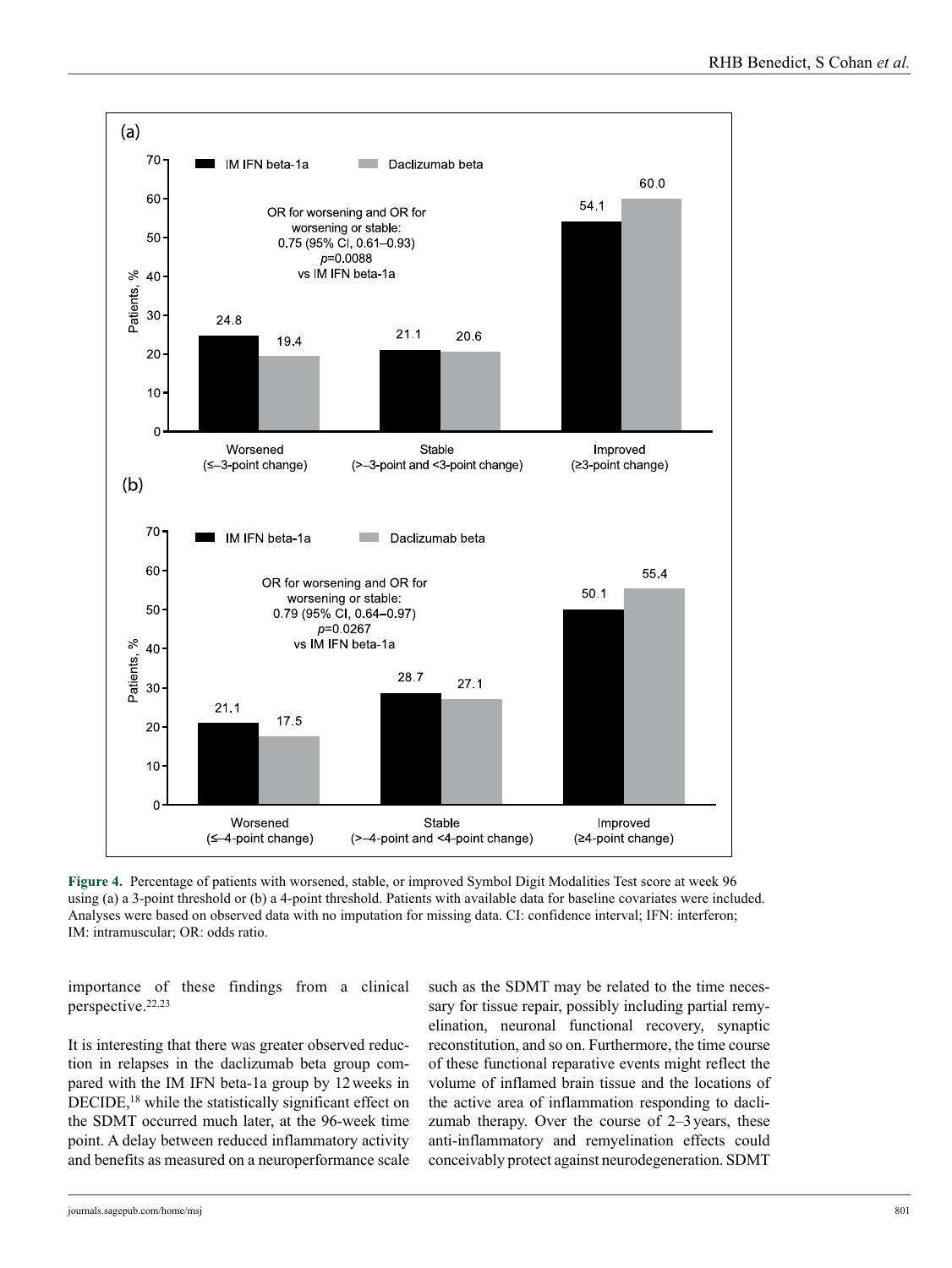**(a)**

| | IM IFN beta-1a | Daclizumab beta |
|---|---|---|
| Worsened (≤–3-point change) | 24.8 | 19.4 |
| Stable (>–3-point and <3-point change) | 21.1 | 20.6 |
| Improved (≥3-point change) | 54.1 | 60.0 |

OR for worsening and OR for worsening or stable: 0.75 (95% CI, 0.61–0.93) *p*=0.0088 vs IM IFN beta-1a

**(b)**

| | IM IFN beta-1a | Daclizumab beta |
|---|---|---|
| Worsened (≤–4-point change) | 21.1 | 17.5 |
| Stable (>–4-point and <4-point change) | 28.7 | 27.1 |
| Improved (≥4-point change) | 50.1 | 55.4 |

OR for worsening and OR for worsening or stable: 0.79 (95% CI, 0.64–0.97) *p*=0.0267 vs IM IFN beta-1a

**Figure 4.** Percentage of patients with worsened, stable, or improved Symbol Digit Modalities Test score at week 96 using (a) a 3-point threshold or (b) a 4-point threshold. Patients with available data for baseline covariates were included. Analyses were based on observed data with no imputation for missing data. CI: confidence interval; IFN: interferon; IM: intramuscular; OR: odds ratio.

importance of these findings from a clinical perspective.[22,23]

It is interesting that there was greater observed reduction in relapses in the daclizumab beta group compared with the IM IFN beta-1a group by 12 weeks in DECIDE,[18] while the statistically significant effect on the SDMT occurred much later, at the 96-week time point. A delay between reduced inflammatory activity and benefits as measured on a neuroperformance scale such as the SDMT may be related to the time necessary for tissue repair, possibly including partial remyelination, neuronal functional recovery, synaptic reconstitution, and so on. Furthermore, the time course of these functional reparative events might reflect the volume of inflamed brain tissue and the locations of the active area of inflammation responding to daclizumab therapy. Over the course of 2–3 years, these anti-inflammatory and remyelination effects could conceivably protect against neurodegeneration. SDMT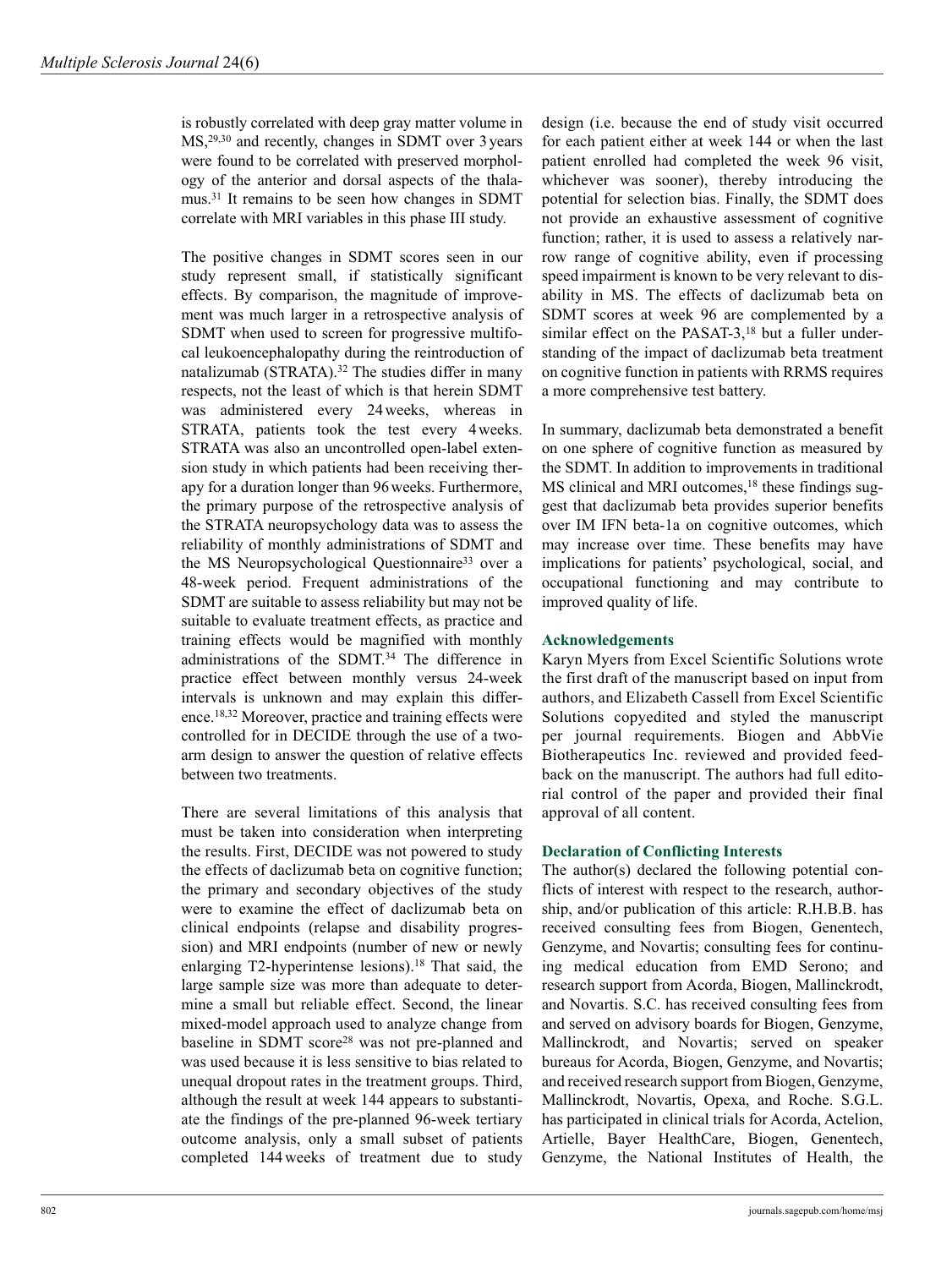is robustly correlated with deep gray matter volume in MS,[29,30] and recently, changes in SDMT over 3 years were found to be correlated with preserved morphology of the anterior and dorsal aspects of the thalamus.[31] It remains to be seen how changes in SDMT correlate with MRI variables in this phase III study.

The positive changes in SDMT scores seen in our study represent small, if statistically significant effects. By comparison, the magnitude of improvement was much larger in a retrospective analysis of SDMT when used to screen for progressive multifocal leukoencephalopathy during the reintroduction of natalizumab (STRATA).[32] The studies differ in many respects, not the least of which is that herein SDMT was administered every 24 weeks, whereas in STRATA, patients took the test every 4 weeks. STRATA was also an uncontrolled open-label extension study in which patients had been receiving therapy for a duration longer than 96 weeks. Furthermore, the primary purpose of the retrospective analysis of the STRATA neuropsychology data was to assess the reliability of monthly administrations of SDMT and the MS Neuropsychological Questionnaire[33] over a 48-week period. Frequent administrations of the SDMT are suitable to assess reliability but may not be suitable to evaluate treatment effects, as practice and training effects would be magnified with monthly administrations of the SDMT.[34] The difference in practice effect between monthly versus 24-week intervals is unknown and may explain this difference.[18,32] Moreover, practice and training effects were controlled for in DECIDE through the use of a two-arm design to answer the question of relative effects between two treatments.

There are several limitations of this analysis that must be taken into consideration when interpreting the results. First, DECIDE was not powered to study the effects of daclizumab beta on cognitive function; the primary and secondary objectives of the study were to examine the effect of daclizumab beta on clinical endpoints (relapse and disability progression) and MRI endpoints (number of new or newly enlarging T2-hyperintense lesions).[18] That said, the large sample size was more than adequate to determine a small but reliable effect. Second, the linear mixed-model approach used to analyze change from baseline in SDMT score[28] was not pre-planned and was used because it is less sensitive to bias related to unequal dropout rates in the treatment groups. Third, although the result at week 144 appears to substantiate the findings of the pre-planned 96-week tertiary outcome analysis, only a small subset of patients completed 144 weeks of treatment due to study design (i.e. because the end of study visit occurred for each patient either at week 144 or when the last patient enrolled had completed the week 96 visit, whichever was sooner), thereby introducing the potential for selection bias. Finally, the SDMT does not provide an exhaustive assessment of cognitive function; rather, it is used to assess a relatively narrow range of cognitive ability, even if processing speed impairment is known to be very relevant to disability in MS. The effects of daclizumab beta on SDMT scores at week 96 are complemented by a similar effect on the PASAT-3,[18] but a fuller understanding of the impact of daclizumab beta treatment on cognitive function in patients with RRMS requires a more comprehensive test battery.

In summary, daclizumab beta demonstrated a benefit on one sphere of cognitive function as measured by the SDMT. In addition to improvements in traditional MS clinical and MRI outcomes,[18] these findings suggest that daclizumab beta provides superior benefits over IM IFN beta-1a on cognitive outcomes, which may increase over time. These benefits may have implications for patients' psychological, social, and occupational functioning and may contribute to improved quality of life.

## Acknowledgements

Karyn Myers from Excel Scientific Solutions wrote the first draft of the manuscript based on input from authors, and Elizabeth Cassell from Excel Scientific Solutions copyedited and styled the manuscript per journal requirements. Biogen and AbbVie Biotherapeutics Inc. reviewed and provided feedback on the manuscript. The authors had full editorial control of the paper and provided their final approval of all content.

## Declaration of Conflicting Interests

The author(s) declared the following potential conflicts of interest with respect to the research, authorship, and/or publication of this article: R.H.B.B. has received consulting fees from Biogen, Genentech, Genzyme, and Novartis; consulting fees for continuing medical education from EMD Serono; and research support from Acorda, Biogen, Mallinckrodt, and Novartis. S.C. has received consulting fees from and served on advisory boards for Biogen, Genzyme, Mallinckrodt, and Novartis; served on speaker bureaus for Acorda, Biogen, Genzyme, and Novartis; and received research support from Biogen, Genzyme, Mallinckrodt, Novartis, Opexa, and Roche. S.G.L. has participated in clinical trials for Acorda, Actelion, Artielle, Bayer HealthCare, Biogen, Genentech, Genzyme, the National Institutes of Health, the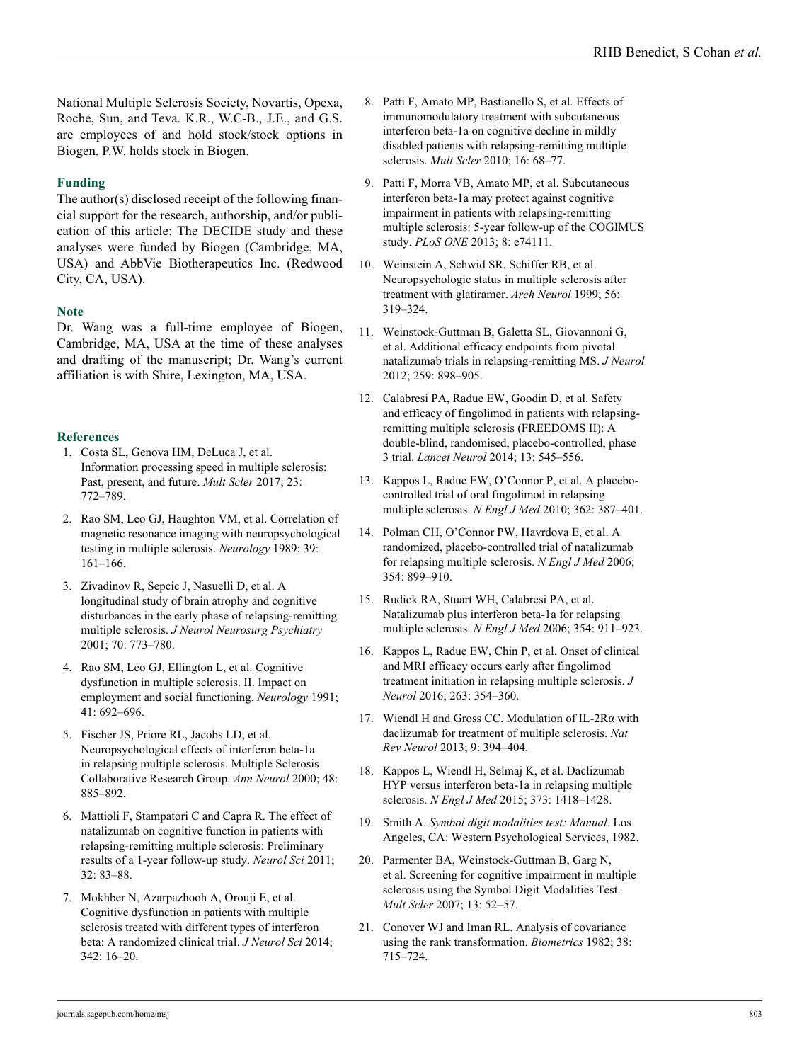National Multiple Sclerosis Society, Novartis, Opexa, Roche, Sun, and Teva. K.R., W.C-B., J.E., and G.S. are employees of and hold stock/stock options in Biogen. P.W. holds stock in Biogen.

## Funding

The author(s) disclosed receipt of the following financial support for the research, authorship, and/or publication of this article: The DECIDE study and these analyses were funded by Biogen (Cambridge, MA, USA) and AbbVie Biotherapeutics Inc. (Redwood City, CA, USA).

## Note

Dr. Wang was a full-time employee of Biogen, Cambridge, MA, USA at the time of these analyses and drafting of the manuscript; Dr. Wang's current affiliation is with Shire, Lexington, MA, USA.

## References

1. Costa SL, Genova HM, DeLuca J, et al. Information processing speed in multiple sclerosis: Past, present, and future. *Mult Scler* 2017; 23: 772–789.
2. Rao SM, Leo GJ, Haughton VM, et al. Correlation of magnetic resonance imaging with neuropsychological testing in multiple sclerosis. *Neurology* 1989; 39: 161–166.
3. Zivadinov R, Sepcic J, Nasuelli D, et al. A longitudinal study of brain atrophy and cognitive disturbances in the early phase of relapsing-remitting multiple sclerosis. *J Neurol Neurosurg Psychiatry* 2001; 70: 773–780.
4. Rao SM, Leo GJ, Ellington L, et al. Cognitive dysfunction in multiple sclerosis. II. Impact on employment and social functioning. *Neurology* 1991; 41: 692–696.
5. Fischer JS, Priore RL, Jacobs LD, et al. Neuropsychological effects of interferon beta-1a in relapsing multiple sclerosis. Multiple Sclerosis Collaborative Research Group. *Ann Neurol* 2000; 48: 885–892.
6. Mattioli F, Stampatori C and Capra R. The effect of natalizumab on cognitive function in patients with relapsing-remitting multiple sclerosis: Preliminary results of a 1-year follow-up study. *Neurol Sci* 2011; 32: 83–88.
7. Mokhber N, Azarpazhooh A, Orouji E, et al. Cognitive dysfunction in patients with multiple sclerosis treated with different types of interferon beta: A randomized clinical trial. *J Neurol Sci* 2014; 342: 16–20.
8. Patti F, Amato MP, Bastianello S, et al. Effects of immunomodulatory treatment with subcutaneous interferon beta-1a on cognitive decline in mildly disabled patients with relapsing-remitting multiple sclerosis. *Mult Scler* 2010; 16: 68–77.
9. Patti F, Morra VB, Amato MP, et al. Subcutaneous interferon beta-1a may protect against cognitive impairment in patients with relapsing-remitting multiple sclerosis: 5-year follow-up of the COGIMUS study. *PLoS ONE* 2013; 8: e74111.
10. Weinstein A, Schwid SR, Schiffer RB, et al. Neuropsychologic status in multiple sclerosis after treatment with glatiramer. *Arch Neurol* 1999; 56: 319–324.
11. Weinstock-Guttman B, Galetta SL, Giovannoni G, et al. Additional efficacy endpoints from pivotal natalizumab trials in relapsing-remitting MS. *J Neurol* 2012; 259: 898–905.
12. Calabresi PA, Radue EW, Goodin D, et al. Safety and efficacy of fingolimod in patients with relapsing-remitting multiple sclerosis (FREEDOMS II): A double-blind, randomised, placebo-controlled, phase 3 trial. *Lancet Neurol* 2014; 13: 545–556.
13. Kappos L, Radue EW, O'Connor P, et al. A placebo-controlled trial of oral fingolimod in relapsing multiple sclerosis. *N Engl J Med* 2010; 362: 387–401.
14. Polman CH, O'Connor PW, Havrdova E, et al. A randomized, placebo-controlled trial of natalizumab for relapsing multiple sclerosis. *N Engl J Med* 2006; 354: 899–910.
15. Rudick RA, Stuart WH, Calabresi PA, et al. Natalizumab plus interferon beta-1a for relapsing multiple sclerosis. *N Engl J Med* 2006; 354: 911–923.
16. Kappos L, Radue EW, Chin P, et al. Onset of clinical and MRI efficacy occurs early after fingolimod treatment initiation in relapsing multiple sclerosis. *J Neurol* 2016; 263: 354–360.
17. Wiendl H and Gross CC. Modulation of IL-2Rα with daclizumab for treatment of multiple sclerosis. *Nat Rev Neurol* 2013; 9: 394–404.
18. Kappos L, Wiendl H, Selmaj K, et al. Daclizumab HYP versus interferon beta-1a in relapsing multiple sclerosis. *N Engl J Med* 2015; 373: 1418–1428.
19. Smith A. *Symbol digit modalities test: Manual*. Los Angeles, CA: Western Psychological Services, 1982.
20. Parmenter BA, Weinstock-Guttman B, Garg N, et al. Screening for cognitive impairment in multiple sclerosis using the Symbol Digit Modalities Test. *Mult Scler* 2007; 13: 52–57.
21. Conover WJ and Iman RL. Analysis of covariance using the rank transformation. *Biometrics* 1982; 38: 715–724.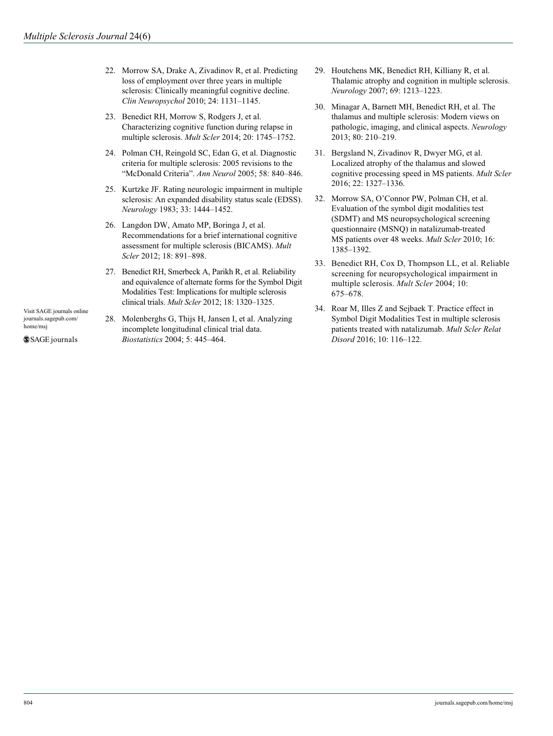22. Morrow SA, Drake A, Zivadinov R, et al. Predicting loss of employment over three years in multiple sclerosis: Clinically meaningful cognitive decline. *Clin Neuropsychol* 2010; 24: 1131–1145.
23. Benedict RH, Morrow S, Rodgers J, et al. Characterizing cognitive function during relapse in multiple sclerosis. *Mult Scler* 2014; 20: 1745–1752.
24. Polman CH, Reingold SC, Edan G, et al. Diagnostic criteria for multiple sclerosis: 2005 revisions to the "McDonald Criteria". *Ann Neurol* 2005; 58: 840–846.
25. Kurtzke JF. Rating neurologic impairment in multiple sclerosis: An expanded disability status scale (EDSS). *Neurology* 1983; 33: 1444–1452.
26. Langdon DW, Amato MP, Boringa J, et al. Recommendations for a brief international cognitive assessment for multiple sclerosis (BICAMS). *Mult Scler* 2012; 18: 891–898.
27. Benedict RH, Smerbeck A, Parikh R, et al. Reliability and equivalence of alternate forms for the Symbol Digit Modalities Test: Implications for multiple sclerosis clinical trials. *Mult Scler* 2012; 18: 1320–1325.
28. Molenberghs G, Thijs H, Jansen I, et al. Analyzing incomplete longitudinal clinical trial data. *Biostatistics* 2004; 5: 445–464.
29. Houtchens MK, Benedict RH, Killiany R, et al. Thalamic atrophy and cognition in multiple sclerosis. *Neurology* 2007; 69: 1213–1223.
30. Minagar A, Barnett MH, Benedict RH, et al. The thalamus and multiple sclerosis: Modern views on pathologic, imaging, and clinical aspects. *Neurology* 2013; 80: 210–219.
31. Bergsland N, Zivadinov R, Dwyer MG, et al. Localized atrophy of the thalamus and slowed cognitive processing speed in MS patients. *Mult Scler* 2016; 22: 1327–1336.
32. Morrow SA, O'Connor PW, Polman CH, et al. Evaluation of the symbol digit modalities test (SDMT) and MS neuropsychological screening questionnaire (MSNQ) in natalizumab-treated MS patients over 48 weeks. *Mult Scler* 2010; 16: 1385–1392.
33. Benedict RH, Cox D, Thompson LL, et al. Reliable screening for neuropsychological impairment in multiple sclerosis. *Mult Scler* 2004; 10: 675–678.
34. Roar M, Illes Z and Sejbaek T. Practice effect in Symbol Digit Modalities Test in multiple sclerosis patients treated with natalizumab. *Mult Scler Relat Disord* 2016; 10: 116–122.

Visit SAGE journals online journals.sagepub.com/home/msj

SAGE journals